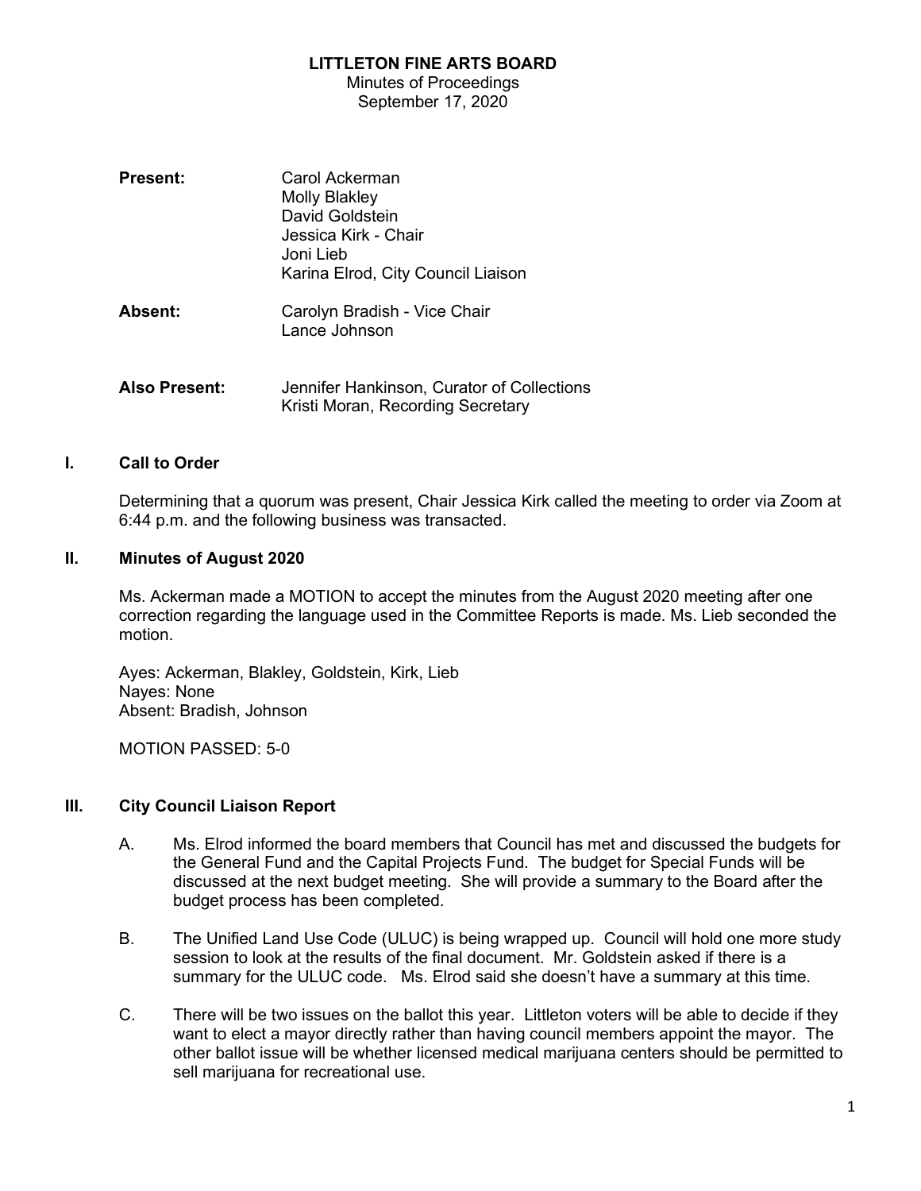# LITTLETON FINE ARTS BOARD

Minutes of Proceedings
September 17, 2020

**Present:** Carol Ackerman
Molly Blakley
David Goldstein
Jessica Kirk - Chair
Joni Lieb
Karina Elrod, City Council Liaison

**Absent:** Carolyn Bradish - Vice Chair
Lance Johnson

**Also Present:** Jennifer Hankinson, Curator of Collections
Kristi Moran, Recording Secretary

## I. Call to Order

Determining that a quorum was present, Chair Jessica Kirk called the meeting to order via Zoom at 6:44 p.m. and the following business was transacted.

## II. Minutes of August 2020

Ms. Ackerman made a MOTION to accept the minutes from the August 2020 meeting after one correction regarding the language used in the Committee Reports is made. Ms. Lieb seconded the motion.

Ayes: Ackerman, Blakley, Goldstein, Kirk, Lieb
Nayes: None
Absent: Bradish, Johnson

MOTION PASSED: 5-0

## III. City Council Liaison Report

A. Ms. Elrod informed the board members that Council has met and discussed the budgets for the General Fund and the Capital Projects Fund. The budget for Special Funds will be discussed at the next budget meeting. She will provide a summary to the Board after the budget process has been completed.

B. The Unified Land Use Code (ULUC) is being wrapped up. Council will hold one more study session to look at the results of the final document. Mr. Goldstein asked if there is a summary for the ULUC code. Ms. Elrod said she doesn't have a summary at this time.

C. There will be two issues on the ballot this year. Littleton voters will be able to decide if they want to elect a mayor directly rather than having council members appoint the mayor. The other ballot issue will be whether licensed medical marijuana centers should be permitted to sell marijuana for recreational use.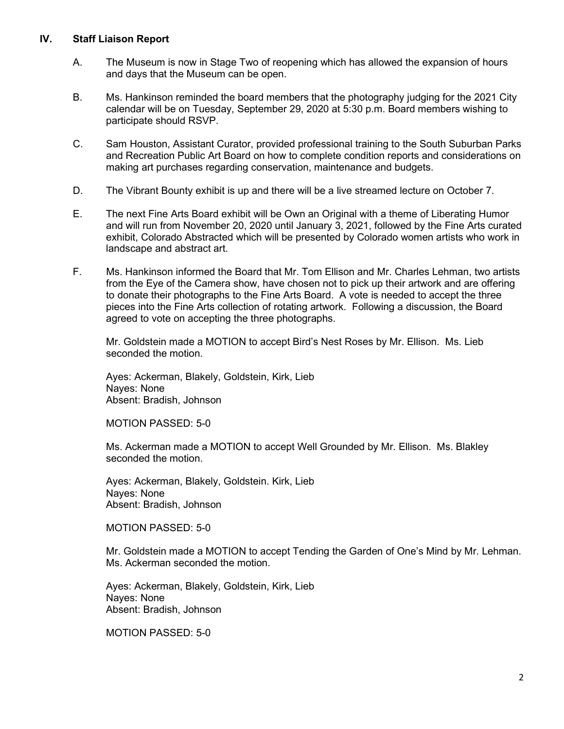## IV. Staff Liaison Report

A. The Museum is now in Stage Two of reopening which has allowed the expansion of hours and days that the Museum can be open.

B. Ms. Hankinson reminded the board members that the photography judging for the 2021 City calendar will be on Tuesday, September 29, 2020 at 5:30 p.m. Board members wishing to participate should RSVP.

C. Sam Houston, Assistant Curator, provided professional training to the South Suburban Parks and Recreation Public Art Board on how to complete condition reports and considerations on making art purchases regarding conservation, maintenance and budgets.

D. The Vibrant Bounty exhibit is up and there will be a live streamed lecture on October 7.

E. The next Fine Arts Board exhibit will be Own an Original with a theme of Liberating Humor and will run from November 20, 2020 until January 3, 2021, followed by the Fine Arts curated exhibit, Colorado Abstracted which will be presented by Colorado women artists who work in landscape and abstract art.

F. Ms. Hankinson informed the Board that Mr. Tom Ellison and Mr. Charles Lehman, two artists from the Eye of the Camera show, have chosen not to pick up their artwork and are offering to donate their photographs to the Fine Arts Board. A vote is needed to accept the three pieces into the Fine Arts collection of rotating artwork. Following a discussion, the Board agreed to vote on accepting the three photographs.

Mr. Goldstein made a MOTION to accept Bird's Nest Roses by Mr. Ellison. Ms. Lieb seconded the motion.

Ayes: Ackerman, Blakely, Goldstein, Kirk, Lieb
Nayes: None
Absent: Bradish, Johnson

MOTION PASSED: 5-0

Ms. Ackerman made a MOTION to accept Well Grounded by Mr. Ellison. Ms. Blakley seconded the motion.

Ayes: Ackerman, Blakely, Goldstein. Kirk, Lieb
Nayes: None
Absent: Bradish, Johnson

MOTION PASSED: 5-0

Mr. Goldstein made a MOTION to accept Tending the Garden of One's Mind by Mr. Lehman. Ms. Ackerman seconded the motion.

Ayes: Ackerman, Blakely, Goldstein, Kirk, Lieb
Nayes: None
Absent: Bradish, Johnson

MOTION PASSED: 5-0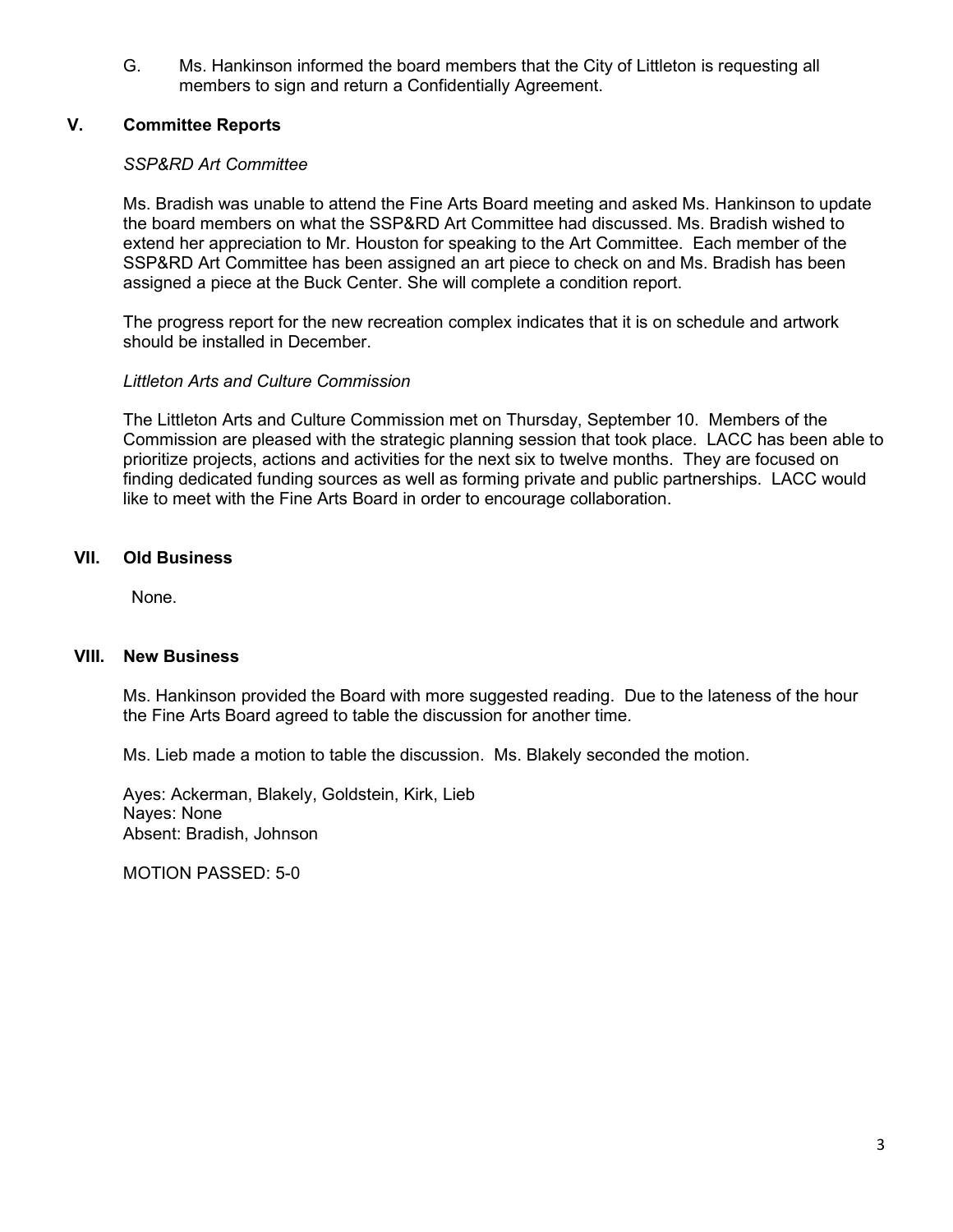G. Ms. Hankinson informed the board members that the City of Littleton is requesting all members to sign and return a Confidentially Agreement.

## V. Committee Reports

*SSP&RD Art Committee*

Ms. Bradish was unable to attend the Fine Arts Board meeting and asked Ms. Hankinson to update the board members on what the SSP&RD Art Committee had discussed. Ms. Bradish wished to extend her appreciation to Mr. Houston for speaking to the Art Committee. Each member of the SSP&RD Art Committee has been assigned an art piece to check on and Ms. Bradish has been assigned a piece at the Buck Center. She will complete a condition report.

The progress report for the new recreation complex indicates that it is on schedule and artwork should be installed in December.

*Littleton Arts and Culture Commission*

The Littleton Arts and Culture Commission met on Thursday, September 10. Members of the Commission are pleased with the strategic planning session that took place. LACC has been able to prioritize projects, actions and activities for the next six to twelve months. They are focused on finding dedicated funding sources as well as forming private and public partnerships. LACC would like to meet with the Fine Arts Board in order to encourage collaboration.

## VII. Old Business

None.

## VIII. New Business

Ms. Hankinson provided the Board with more suggested reading. Due to the lateness of the hour the Fine Arts Board agreed to table the discussion for another time.

Ms. Lieb made a motion to table the discussion. Ms. Blakely seconded the motion.

Ayes: Ackerman, Blakely, Goldstein, Kirk, Lieb
Nayes: None
Absent: Bradish, Johnson

MOTION PASSED: 5-0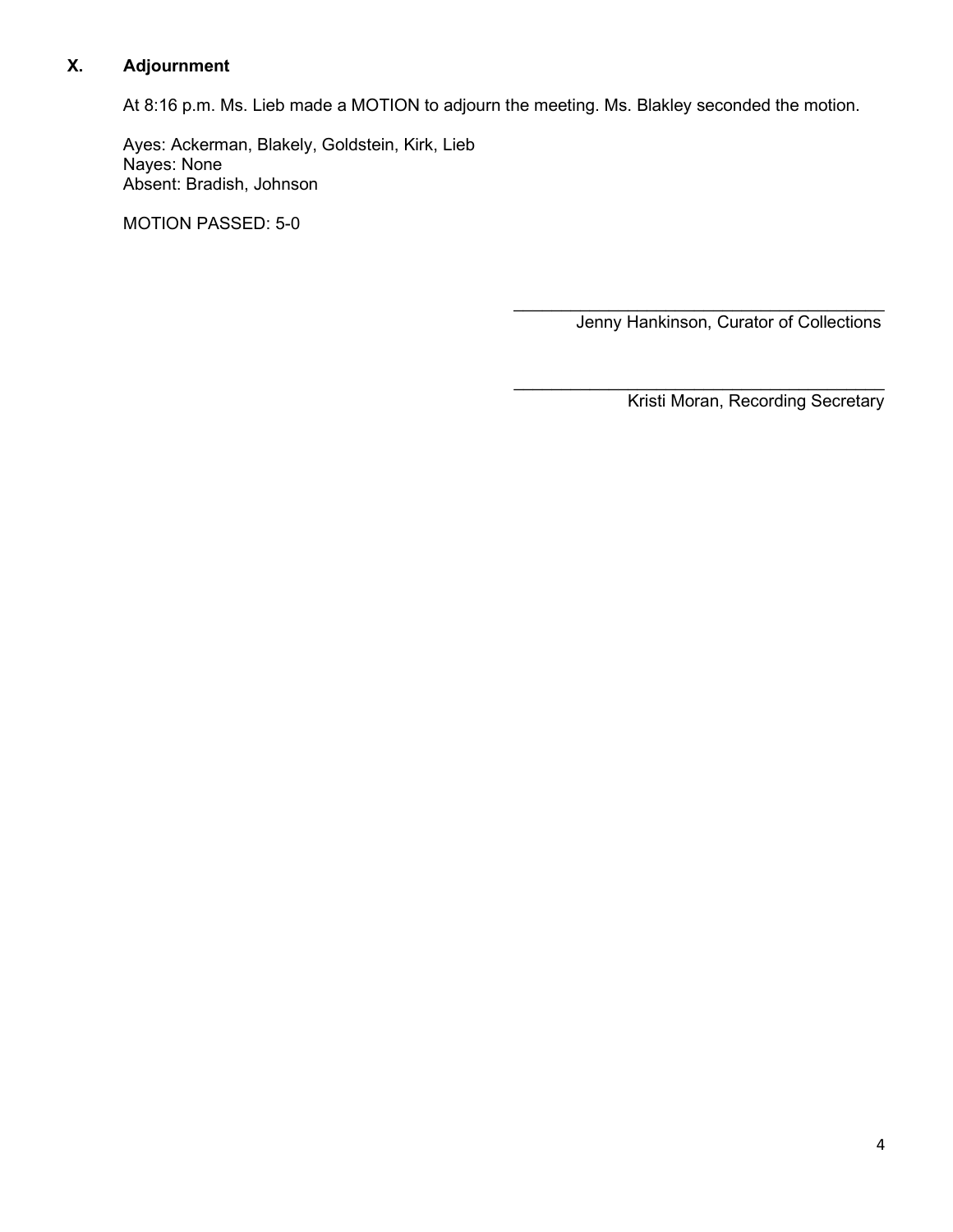## X. Adjournment

At 8:16 p.m. Ms. Lieb made a MOTION to adjourn the meeting. Ms. Blakley seconded the motion.

Ayes: Ackerman, Blakely, Goldstein, Kirk, Lieb
Nayes: None
Absent: Bradish, Johnson

MOTION PASSED: 5-0

\_\_\_\_\_\_\_\_\_\_\_\_\_\_\_\_\_\_\_\_\_\_\_\_\_\_\_\_\_\_\_\_\_\_\_\_\_\_\_\_
Jenny Hankinson, Curator of Collections

\_\_\_\_\_\_\_\_\_\_\_\_\_\_\_\_\_\_\_\_\_\_\_\_\_\_\_\_\_\_\_\_\_\_\_\_\_\_\_\_
Kristi Moran, Recording Secretary